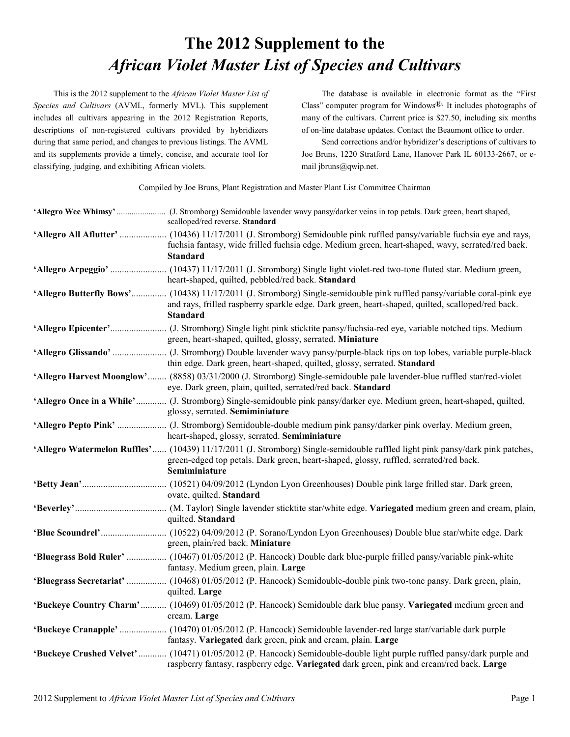# The 2012 Supplement to the *African Violet Master List of Species and Cultivars*

This is the 2012 supplement to the *African Violet Master List of Species and Cultivars* (AVML, formerly MVL). This supplement includes all cultivars appearing in the 2012 Registration Reports, descriptions of non-registered cultivars provided by hybridizers during that same period, and changes to previous listings. The AVML and its supplements provide a timely, concise, and accurate tool for classifying, judging, and exhibiting African violets.

The database is available in electronic format as the "First Class" computer program for Windows®. It includes photographs of many of the cultivars. Current price is $27.50, including six months of on-line database updates. Contact the Beaumont office to order.

Send corrections and/or hybridizer's descriptions of cultivars to Joe Bruns, 1220 Stratford Lane, Hanover Park IL 60133-2667, or e-mail jbruns@qwip.net.

Compiled by Joe Bruns, Plant Registration and Master Plant List Committee Chairman

**'Allegro Wee Whimsy'** ....................... (J. Stromborg) Semidouble lavender wavy pansy/darker veins in top petals. Dark green, heart shaped, scalloped/red reverse. **Standard**

**'Allegro All Aflutter'** .................... (10436) 11/17/2011 (J. Stromborg) Semidouble pink ruffled pansy/variable fuchsia eye and rays, fuchsia fantasy, wide frilled fuchsia edge. Medium green, heart-shaped, wavy, serrated/red back. **Standard**

**'Allegro Arpeggio'** ........................ (10437) 11/17/2011 (J. Stromborg) Single light violet-red two-tone fluted star. Medium green, heart-shaped, quilted, pebbled/red back. **Standard**

**'Allegro Butterfly Bows'**............... (10438) 11/17/2011 (J. Stromborg) Single-semidouble pink ruffled pansy/variable coral-pink eye and rays, frilled raspberry sparkle edge. Dark green, heart-shaped, quilted, scalloped/red back. **Standard**

**'Allegro Epicenter'**........................ (J. Stromborg) Single light pink sticktite pansy/fuchsia-red eye, variable notched tips. Medium green, heart-shaped, quilted, glossy, serrated. **Miniature**

**'Allegro Glissando'** ....................... (J. Stromborg) Double lavender wavy pansy/purple-black tips on top lobes, variable purple-black thin edge. Dark green, heart-shaped, quilted, glossy, serrated. **Standard**

**'Allegro Harvest Moonglow'**........ (8858) 03/31/2000 (J. Stromborg) Single-semidouble pale lavender-blue ruffled star/red-violet eye. Dark green, plain, quilted, serrated/red back. **Standard**

**'Allegro Once in a While'**............. (J. Stromborg) Single-semidouble pink pansy/darker eye. Medium green, heart-shaped, quilted, glossy, serrated. **Semiminiature**

**'Allegro Pepto Pink'** ..................... (J. Stromborg) Semidouble-double medium pink pansy/darker pink overlay. Medium green, heart-shaped, glossy, serrated. **Semiminiature**

**'Allegro Watermelon Ruffles'**...... (10439) 11/17/2011 (J. Stromborg) Single-semidouble ruffled light pink pansy/dark pink patches, green-edged top petals. Dark green, heart-shaped, glossy, ruffled, serrated/red back. **Semiminiature**

**'Betty Jean'**................................... (10521) 04/09/2012 (Lyndon Lyon Greenhouses) Double pink large frilled star. Dark green, ovate, quilted. **Standard**

**'Beverley'**...................................... (M. Taylor) Single lavender sticktite star/white edge. **Variegated** medium green and cream, plain, quilted. **Standard**

**'Blue Scoundrel'**............................ (10522) 04/09/2012 (P. Sorano/Lyndon Lyon Greenhouses) Double blue star/white edge. Dark green, plain/red back. **Miniature**

**'Bluegrass Bold Ruler'** ................. (10467) 01/05/2012 (P. Hancock) Double dark blue-purple frilled pansy/variable pink-white fantasy. Medium green, plain. **Large**

**'Bluegrass Secretariat'** ................. (10468) 01/05/2012 (P. Hancock) Semidouble-double pink two-tone pansy. Dark green, plain, quilted. **Large**

**'Buckeye Country Charm'**........... (10469) 01/05/2012 (P. Hancock) Semidouble dark blue pansy. **Variegated** medium green and cream. **Large**

**'Buckeye Cranapple'** .................... (10470) 01/05/2012 (P. Hancock) Semidouble lavender-red large star/variable dark purple fantasy. **Variegated** dark green, pink and cream, plain. **Large**

**'Buckeye Crushed Velvet'**............ (10471) 01/05/2012 (P. Hancock) Semidouble-double light purple ruffled pansy/dark purple and raspberry fantasy, raspberry edge. **Variegated** dark green, pink and cream/red back. **Large**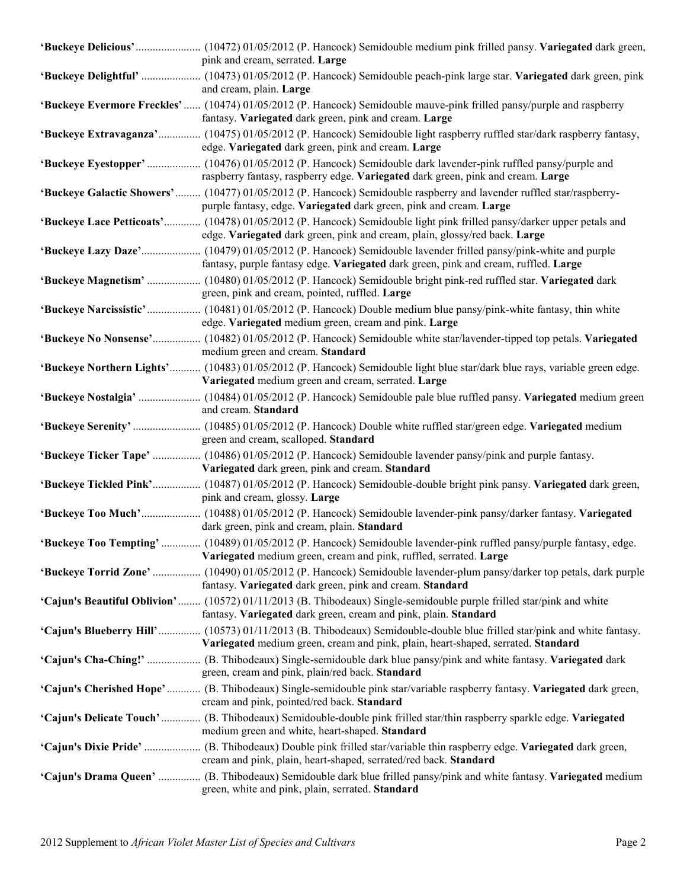**'Buckeye Delicious'** ........................ (10472) 01/05/2012 (P. Hancock) Semidouble medium pink frilled pansy. **Variegated** dark green, pink and cream, serrated. **Large**

**'Buckeye Delightful'** ...................... (10473) 01/05/2012 (P. Hancock) Semidouble peach-pink large star. **Variegated** dark green, pink and cream, plain. **Large**

**'Buckeye Evermore Freckles'** ...... (10474) 01/05/2012 (P. Hancock) Semidouble mauve-pink frilled pansy/purple and raspberry fantasy. **Variegated** dark green, pink and cream. **Large**

**'Buckeye Extravaganza'**............... (10475) 01/05/2012 (P. Hancock) Semidouble light raspberry ruffled star/dark raspberry fantasy, edge. **Variegated** dark green, pink and cream. **Large**

**'Buckeye Eyestopper'** ................... (10476) 01/05/2012 (P. Hancock) Semidouble dark lavender-pink ruffled pansy/purple and raspberry fantasy, raspberry edge. **Variegated** dark green, pink and cream. **Large**

**'Buckeye Galactic Showers'**......... (10477) 01/05/2012 (P. Hancock) Semidouble raspberry and lavender ruffled star/raspberry-purple fantasy, edge. **Variegated** dark green, pink and cream. **Large**

**'Buckeye Lace Petticoats'**............. (10478) 01/05/2012 (P. Hancock) Semidouble light pink frilled pansy/darker upper petals and edge. **Variegated** dark green, pink and cream, plain, glossy/red back. **Large**

**'Buckeye Lazy Daze'**..................... (10479) 01/05/2012 (P. Hancock) Semidouble lavender frilled pansy/pink-white and purple fantasy, purple fantasy edge. **Variegated** dark green, pink and cream, ruffled. **Large**

**'Buckeye Magnetism'** ................... (10480) 01/05/2012 (P. Hancock) Semidouble bright pink-red ruffled star. **Variegated** dark green, pink and cream, pointed, ruffled. **Large**

**'Buckeye Narcissistic'**................... (10481) 01/05/2012 (P. Hancock) Double medium blue pansy/pink-white fantasy, thin white edge. **Variegated** medium green, cream and pink. **Large**

**'Buckeye No Nonsense'**................. (10482) 01/05/2012 (P. Hancock) Semidouble white star/lavender-tipped top petals. **Variegated** medium green and cream. **Standard**

**'Buckeye Northern Lights'**........... (10483) 01/05/2012 (P. Hancock) Semidouble light blue star/dark blue rays, variable green edge. **Variegated** medium green and cream, serrated. **Large**

**'Buckeye Nostalgia'** ...................... (10484) 01/05/2012 (P. Hancock) Semidouble pale blue ruffled pansy. **Variegated** medium green and cream. **Standard**

**'Buckeye Serenity'** ........................ (10485) 01/05/2012 (P. Hancock) Double white ruffled star/green edge. **Variegated** medium green and cream, scalloped. **Standard**

**'Buckeye Ticker Tape'** ................. (10486) 01/05/2012 (P. Hancock) Semidouble lavender pansy/pink and purple fantasy. **Variegated** dark green, pink and cream. **Standard**

**'Buckeye Tickled Pink'**................. (10487) 01/05/2012 (P. Hancock) Semidouble-double bright pink pansy. **Variegated** dark green, pink and cream, glossy. **Large**

**'Buckeye Too Much'**..................... (10488) 01/05/2012 (P. Hancock) Semidouble lavender-pink pansy/darker fantasy. **Variegated** dark green, pink and cream, plain. **Standard**

**'Buckeye Too Tempting'** .............. (10489) 01/05/2012 (P. Hancock) Semidouble lavender-pink ruffled pansy/purple fantasy, edge. **Variegated** medium green, cream and pink, ruffled, serrated. **Large**

**'Buckeye Torrid Zone'** ................. (10490) 01/05/2012 (P. Hancock) Semidouble lavender-plum pansy/darker top petals, dark purple fantasy. **Variegated** dark green, pink and cream. **Standard**

**'Cajun's Beautiful Oblivion'**........ (10572) 01/11/2013 (B. Thibodeaux) Single-semidouble purple frilled star/pink and white fantasy. **Variegated** dark green, cream and pink, plain. **Standard**

**'Cajun's Blueberry Hill'**............... (10573) 01/11/2013 (B. Thibodeaux) Semidouble-double blue frilled star/pink and white fantasy. **Variegated** medium green, cream and pink, plain, heart-shaped, serrated. **Standard**

**'Cajun's Cha-Ching!'** ................... (B. Thibodeaux) Single-semidouble dark blue pansy/pink and white fantasy. **Variegated** dark green, cream and pink, plain/red back. **Standard**

**'Cajun's Cherished Hope'**............ (B. Thibodeaux) Single-semidouble pink star/variable raspberry fantasy. **Variegated** dark green, cream and pink, pointed/red back. **Standard**

**'Cajun's Delicate Touch'**.............. (B. Thibodeaux) Semidouble-double pink frilled star/thin raspberry sparkle edge. **Variegated** medium green and white, heart-shaped. **Standard**

**'Cajun's Dixie Pride'** .................... (B. Thibodeaux) Double pink frilled star/variable thin raspberry edge. **Variegated** dark green, cream and pink, plain, heart-shaped, serrated/red back. **Standard**

**'Cajun's Drama Queen'** ............... (B. Thibodeaux) Semidouble dark blue frilled pansy/pink and white fantasy. **Variegated** medium green, white and pink, plain, serrated. **Standard**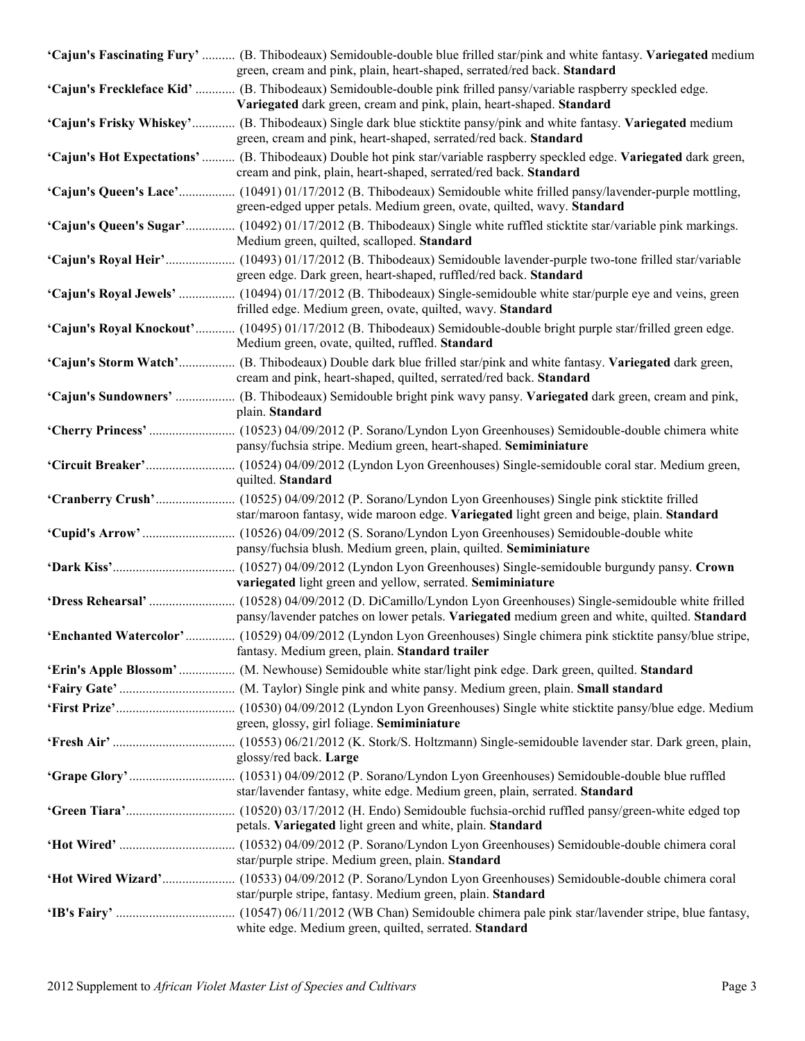**'Cajun's Fascinating Fury'** .......... (B. Thibodeaux) Semidouble-double blue frilled star/pink and white fantasy. **Variegated** medium green, cream and pink, plain, heart-shaped, serrated/red back. **Standard**

**'Cajun's Freckleface Kid'** ............ (B. Thibodeaux) Semidouble-double pink frilled pansy/variable raspberry speckled edge. **Variegated** dark green, cream and pink, plain, heart-shaped. **Standard**

**'Cajun's Frisky Whiskey'**............. (B. Thibodeaux) Single dark blue sticktite pansy/pink and white fantasy. **Variegated** medium green, cream and pink, plain, heart-shaped, serrated/red back. **Standard**

**'Cajun's Hot Expectations'** .......... (B. Thibodeaux) Double hot pink star/variable raspberry speckled edge. **Variegated** dark green, cream and pink, plain, heart-shaped, serrated/red back. **Standard**

**'Cajun's Queen's Lace'**................. (10491) 01/17/2012 (B. Thibodeaux) Semidouble white frilled pansy/lavender-purple mottling, green-edged upper petals. Medium green, ovate, quilted, wavy. **Standard**

**'Cajun's Queen's Sugar'**............... (10492) 01/17/2012 (B. Thibodeaux) Single white ruffled sticktite star/variable pink markings. Medium green, quilted, scalloped. **Standard**

**'Cajun's Royal Heir'**..................... (10493) 01/17/2012 (B. Thibodeaux) Semidouble lavender-purple two-tone frilled star/variable green edge. Dark green, heart-shaped, ruffled/red back. **Standard**

**'Cajun's Royal Jewels'** ................. (10494) 01/17/2012 (B. Thibodeaux) Single-semidouble white star/purple eye and veins, green frilled edge. Medium green, ovate, quilted, wavy. **Standard**

**'Cajun's Royal Knockout'**............ (10495) 01/17/2012 (B. Thibodeaux) Semidouble-double bright purple star/frilled green edge. Medium green, ovate, quilted, ruffled. **Standard**

**'Cajun's Storm Watch'**................. (B. Thibodeaux) Double dark blue frilled star/pink and white fantasy. **Variegated** dark green, cream and pink, heart-shaped, quilted, serrated/red back. **Standard**

**'Cajun's Sundowners'** .................. (B. Thibodeaux) Semidouble bright pink wavy pansy. **Variegated** dark green, cream and pink, plain. **Standard**

**'Cherry Princess'** .......................... (10523) 04/09/2012 (P. Sorano/Lyndon Lyon Greenhouses) Semidouble-double chimera white pansy/fuchsia stripe. Medium green, heart-shaped. **Semiminiature**

**'Circuit Breaker'**........................... (10524) 04/09/2012 (Lyndon Lyon Greenhouses) Single-semidouble coral star. Medium green, quilted. **Standard**

**'Cranberry Crush'**........................ (10525) 04/09/2012 (P. Sorano/Lyndon Lyon Greenhouses) Single pink sticktite frilled star/maroon fantasy, wide maroon edge. **Variegated** light green and beige, plain. **Standard**

**'Cupid's Arrow'** ............................ (10526) 04/09/2012 (S. Sorano/Lyndon Lyon Greenhouses) Semidouble-double white pansy/fuchsia blush. Medium green, plain, quilted. **Semiminiature**

**'Dark Kiss'**..................................... (10527) 04/09/2012 (Lyndon Lyon Greenhouses) Single-semidouble burgundy pansy. **Crown variegated** light green and yellow, serrated. **Semiminiature**

**'Dress Rehearsal'** .......................... (10528) 04/09/2012 (D. DiCamillo/Lyndon Lyon Greenhouses) Single-semidouble white frilled pansy/lavender patches on lower petals. **Variegated** medium green and white, quilted. **Standard**

**'Enchanted Watercolor'**............... (10529) 04/09/2012 (Lyndon Lyon Greenhouses) Single chimera pink sticktite pansy/blue stripe, fantasy. Medium green, plain. **Standard trailer**

**'Erin's Apple Blossom'**................. (M. Newhouse) Semidouble white star/light pink edge. Dark green, quilted. **Standard**

**'Fairy Gate'**................................... (M. Taylor) Single pink and white pansy. Medium green, plain. **Small standard**

**'First Prize'**.................................... (10530) 04/09/2012 (Lyndon Lyon Greenhouses) Single white sticktite pansy/blue edge. Medium green, glossy, girl foliage. **Semiminiature**

**'Fresh Air'** ..................................... (10553) 06/21/2012 (K. Stork/S. Holtzmann) Single-semidouble lavender star. Dark green, plain, glossy/red back. **Large**

**'Grape Glory'**................................ (10531) 04/09/2012 (P. Sorano/Lyndon Lyon Greenhouses) Semidouble-double blue ruffled star/lavender fantasy, white edge. Medium green, plain, serrated. **Standard**

**'Green Tiara'**................................. (10520) 03/17/2012 (H. Endo) Semidouble fuchsia-orchid ruffled pansy/green-white edged top petals. **Variegated** light green and white, plain. **Standard**

**'Hot Wired'** ................................... (10532) 04/09/2012 (P. Sorano/Lyndon Lyon Greenhouses) Semidouble-double chimera coral star/purple stripe. Medium green, plain. **Standard**

**'Hot Wired Wizard'**...................... (10533) 04/09/2012 (P. Sorano/Lyndon Lyon Greenhouses) Semidouble-double chimera coral star/purple stripe, fantasy. Medium green, plain. **Standard**

**'IB's Fairy'** .................................... (10547) 06/11/2012 (WB Chan) Semidouble chimera pale pink star/lavender stripe, blue fantasy, white edge. Medium green, quilted, serrated. **Standard**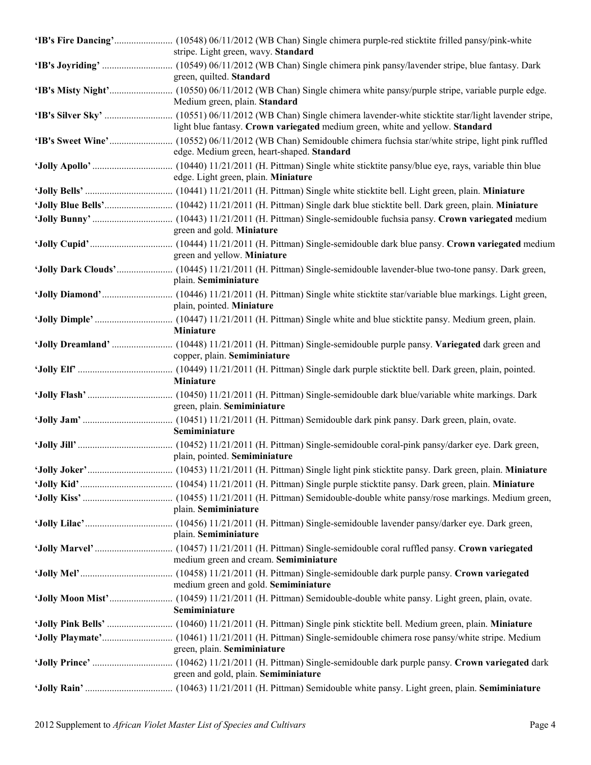**'IB's Fire Dancing'**........................ (10548) 06/11/2012 (WB Chan) Single chimera purple-red sticktite frilled pansy/pink-white stripe. Light green, wavy. **Standard**

**'IB's Joyriding'** ............................ (10549) 06/11/2012 (WB Chan) Single chimera pink pansy/lavender stripe, blue fantasy. Dark green, quilted. **Standard**

**'IB's Misty Night'**.......................... (10550) 06/11/2012 (WB Chan) Single chimera white pansy/purple stripe, variable purple edge. Medium green, plain. **Standard**

**'IB's Silver Sky'** ........................... (10551) 06/11/2012 (WB Chan) Single chimera lavender-white sticktite star/light lavender stripe, light blue fantasy. **Crown variegated** medium green, white and yellow. **Standard**

**'IB's Sweet Wine'**.......................... (10552) 06/11/2012 (WB Chan) Semidouble chimera fuchsia star/white stripe, light pink ruffled edge. Medium green, heart-shaped. **Standard**

**'Jolly Apollo'** ................................ (10440) 11/21/2011 (H. Pittman) Single white sticktite pansy/blue eye, rays, variable thin blue edge. Light green, plain. **Miniature**

**'Jolly Bells'** ................................... (10441) 11/21/2011 (H. Pittman) Single white sticktite bell. Light green, plain. **Miniature**

**'Jolly Blue Bells'**........................... (10442) 11/21/2011 (H. Pittman) Single dark blue sticktite bell. Dark green, plain. **Miniature**

**'Jolly Bunny'** ................................ (10443) 11/21/2011 (H. Pittman) Single-semidouble fuchsia pansy. **Crown variegated** medium green and gold. **Miniature**

**'Jolly Cupid'**................................. (10444) 11/21/2011 (H. Pittman) Single-semidouble dark blue pansy. **Crown variegated** medium green and yellow. **Miniature**

**'Jolly Dark Clouds'**....................... (10445) 11/21/2011 (H. Pittman) Single-semidouble lavender-blue two-tone pansy. Dark green, plain. **Semiminiature**

**'Jolly Diamond'**............................ (10446) 11/21/2011 (H. Pittman) Single white sticktite star/variable blue markings. Light green, plain, pointed. **Miniature**

**'Jolly Dimple'** ............................... (10447) 11/21/2011 (H. Pittman) Single white and blue sticktite pansy. Medium green, plain. **Miniature**

**'Jolly Dreamland'** ......................... (10448) 11/21/2011 (H. Pittman) Single-semidouble purple pansy. **Variegated** dark green and copper, plain. **Semiminiature**

**'Jolly Elf'** ...................................... (10449) 11/21/2011 (H. Pittman) Single dark purple sticktite bell. Dark green, plain, pointed. **Miniature**

**'Jolly Flash'** .................................. (10450) 11/21/2011 (H. Pittman) Single-semidouble dark blue/variable white markings. Dark green, plain. **Semiminiature**

**'Jolly Jam'** .................................... (10451) 11/21/2011 (H. Pittman) Semidouble dark pink pansy. Dark green, plain, ovate. **Semiminiature**

**'Jolly Jill'** ...................................... (10452) 11/21/2011 (H. Pittman) Single-semidouble coral-pink pansy/darker eye. Dark green, plain, pointed. **Semiminiature**

**'Jolly Joker'**.................................. (10453) 11/21/2011 (H. Pittman) Single light pink sticktite pansy. Dark green, plain. **Miniature**

**'Jolly Kid'**..................................... (10454) 11/21/2011 (H. Pittman) Single purple sticktite pansy. Dark green, plain. **Miniature**

**'Jolly Kiss'** .................................... (10455) 11/21/2011 (H. Pittman) Semidouble-double white pansy/rose markings. Medium green, plain. **Semiminiature**

**'Jolly Lilac'**................................... (10456) 11/21/2011 (H. Pittman) Single-semidouble lavender pansy/darker eye. Dark green, plain. **Semiminiature**

**'Jolly Marvel'** ............................... (10457) 11/21/2011 (H. Pittman) Single-semidouble coral ruffled pansy. **Crown variegated** medium green and cream. **Semiminiature**

**'Jolly Mel'**..................................... (10458) 11/21/2011 (H. Pittman) Single-semidouble dark purple pansy. **Crown variegated** medium green and gold. **Semiminiature**

**'Jolly Moon Mist'**......................... (10459) 11/21/2011 (H. Pittman) Semidouble-double white pansy. Light green, plain, ovate. **Semiminiature**

**'Jolly Pink Bells'** .......................... (10460) 11/21/2011 (H. Pittman) Single pink sticktite bell. Medium green, plain. **Miniature**

**'Jolly Playmate'**............................ (10461) 11/21/2011 (H. Pittman) Single-semidouble chimera rose pansy/white stripe. Medium green, plain. **Semiminiature**

**'Jolly Prince'** ................................ (10462) 11/21/2011 (H. Pittman) Single-semidouble dark purple pansy. **Crown variegated** dark green and gold, plain. **Semiminiature**

**'Jolly Rain'** ................................... (10463) 11/21/2011 (H. Pittman) Semidouble white pansy. Light green, plain. **Semiminiature**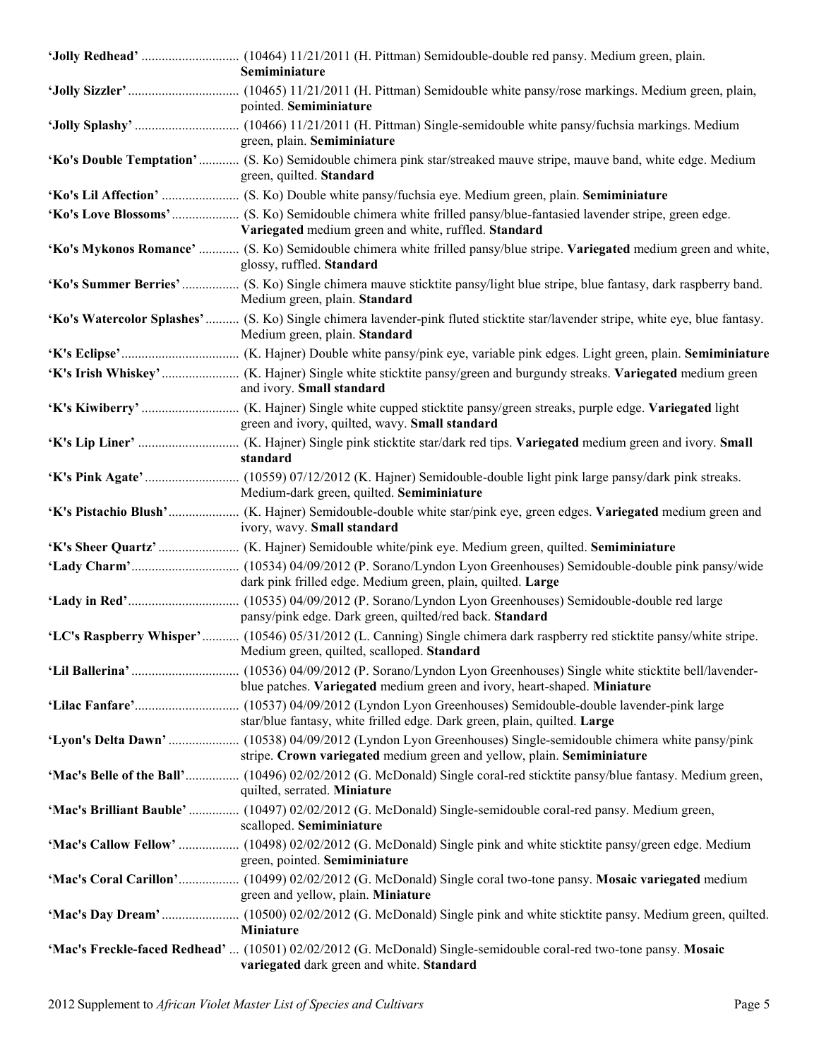**'Jolly Redhead'** ............................ (10464) 11/21/2011 (H. Pittman) Semidouble-double red pansy. Medium green, plain. **Semiminiature**

**'Jolly Sizzler'** ............................... (10465) 11/21/2011 (H. Pittman) Semidouble white pansy/rose markings. Medium green, plain, pointed. **Semiminiature**

**'Jolly Splashy'** .............................. (10466) 11/21/2011 (H. Pittman) Single-semidouble white pansy/fuchsia markings. Medium green, plain. **Semiminiature**

**'Ko's Double Temptation'** ............ (S. Ko) Semidouble chimera pink star/streaked mauve stripe, mauve band, white edge. Medium green, quilted. **Standard**

**'Ko's Lil Affection'** ...................... (S. Ko) Double white pansy/fuchsia eye. Medium green, plain. **Semiminiature**

**'Ko's Love Blossoms'** .................... (S. Ko) Semidouble chimera white frilled pansy/blue-fantasied lavender stripe, green edge. **Variegated** medium green and white, ruffled. **Standard**

**'Ko's Mykonos Romance'** ............ (S. Ko) Semidouble chimera white frilled pansy/blue stripe. **Variegated** medium green and white, glossy, ruffled. **Standard**

**'Ko's Summer Berries'** ................. (S. Ko) Single chimera mauve sticktite pansy/light blue stripe, blue fantasy, dark raspberry band. Medium green, plain. **Standard**

**'Ko's Watercolor Splashes'** .......... (S. Ko) Single chimera lavender-pink fluted sticktite star/lavender stripe, white eye, blue fantasy. Medium green, plain. **Standard**

**'K's Eclipse'** .................................. (K. Hajner) Double white pansy/pink eye, variable pink edges. Light green, plain. **Semiminiature**

**'K's Irish Whiskey'** ...................... (K. Hajner) Single white sticktite pansy/green and burgundy streaks. **Variegated** medium green and ivory. **Small standard**

**'K's Kiwiberry'** ............................ (K. Hajner) Single white cupped sticktite pansy/green streaks, purple edge. **Variegated** light green and ivory, quilted, wavy. **Small standard**

**'K's Lip Liner'** ............................. (K. Hajner) Single pink sticktite star/dark red tips. **Variegated** medium green and ivory. **Small standard**

**'K's Pink Agate'** ........................... (10559) 07/12/2012 (K. Hajner) Semidouble-double light pink large pansy/dark pink streaks. Medium-dark green, quilted. **Semiminiature**

**'K's Pistachio Blush'** .................... (K. Hajner) Semidouble-double white star/pink eye, green edges. **Variegated** medium green and ivory, wavy. **Small standard**

**'K's Sheer Quartz'** ........................ (K. Hajner) Semidouble white/pink eye. Medium green, quilted. **Semiminiature**

**'Lady Charm'** ............................... (10534) 04/09/2012 (P. Sorano/Lyndon Lyon Greenhouses) Semidouble-double pink pansy/wide dark pink frilled edge. Medium green, plain, quilted. **Large**

**'Lady in Red'** ............................... (10535) 04/09/2012 (P. Sorano/Lyndon Lyon Greenhouses) Semidouble-double red large pansy/pink edge. Dark green, quilted/red back. **Standard**

**'LC's Raspberry Whisper'** ........... (10546) 05/31/2012 (L. Canning) Single chimera dark raspberry red sticktite pansy/white stripe. Medium green, quilted, scalloped. **Standard**

**'Lil Ballerina'** ............................... (10536) 04/09/2012 (P. Sorano/Lyndon Lyon Greenhouses) Single white sticktite bell/lavender-blue patches. **Variegated** medium green and ivory, heart-shaped. **Miniature**

**'Lilac Fanfare'** .............................. (10537) 04/09/2012 (Lyndon Lyon Greenhouses) Semidouble-double lavender-pink large star/blue fantasy, white frilled edge. Dark green, plain, quilted. **Large**

**'Lyon's Delta Dawn'** ..................... (10538) 04/09/2012 (Lyndon Lyon Greenhouses) Single-semidouble chimera white pansy/pink stripe. **Crown variegated** medium green and yellow, plain. **Semiminiature**

**'Mac's Belle of the Ball'** ................ (10496) 02/02/2012 (G. McDonald) Single coral-red sticktite pansy/blue fantasy. Medium green, quilted, serrated. **Miniature**

**'Mac's Brilliant Bauble'** ............... (10497) 02/02/2012 (G. McDonald) Single-semidouble coral-red pansy. Medium green, scalloped. **Semiminiature**

**'Mac's Callow Fellow'** .................. (10498) 02/02/2012 (G. McDonald) Single pink and white sticktite pansy/green edge. Medium green, pointed. **Semiminiature**

**'Mac's Coral Carillon'** .................. (10499) 02/02/2012 (G. McDonald) Single coral two-tone pansy. **Mosaic variegated** medium green and yellow, plain. **Miniature**

**'Mac's Day Dream'** ....................... (10500) 02/02/2012 (G. McDonald) Single pink and white sticktite pansy. Medium green, quilted. **Miniature**

**'Mac's Freckle-faced Redhead'** ... (10501) 02/02/2012 (G. McDonald) Single-semidouble coral-red two-tone pansy. **Mosaic variegated** dark green and white. **Standard**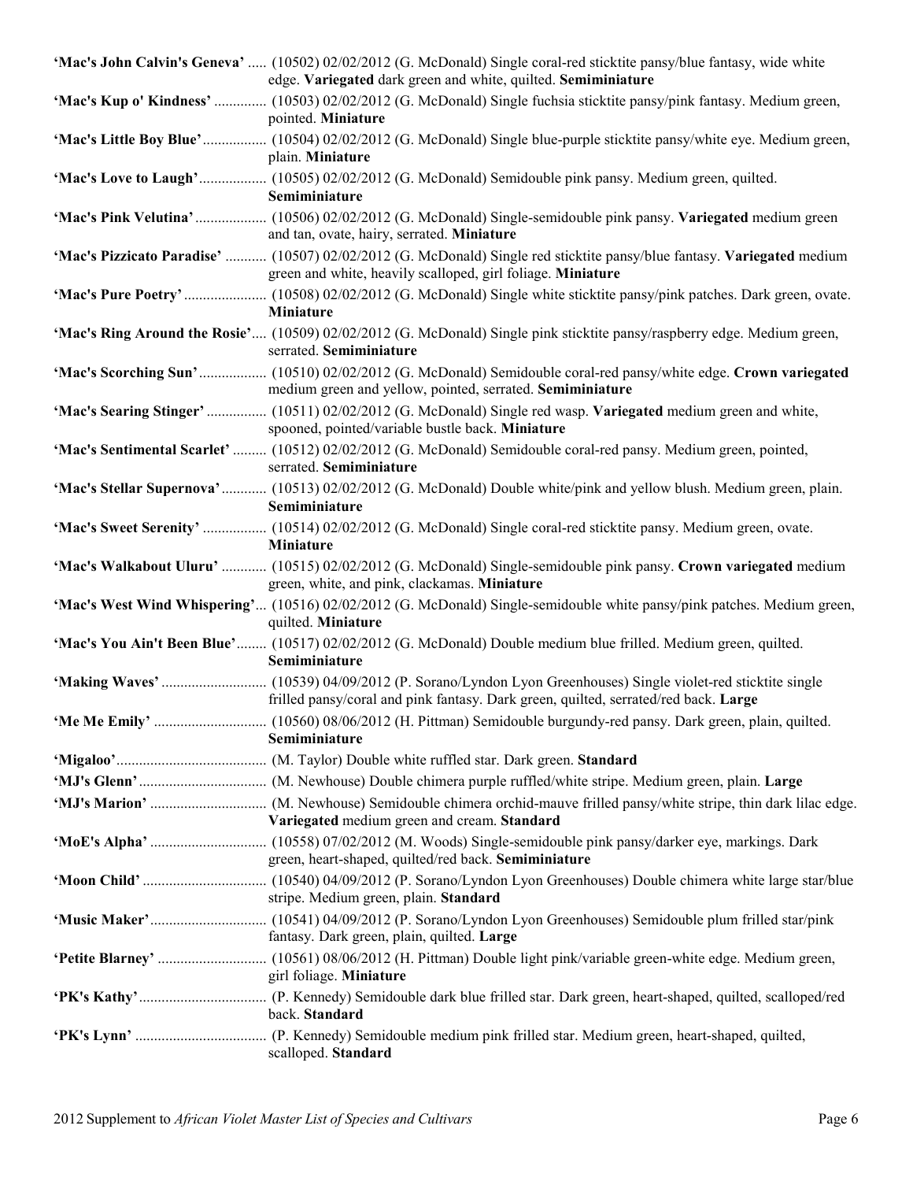**'Mac's John Calvin's Geneva'** ..... (10502) 02/02/2012 (G. McDonald) Single coral-red sticktite pansy/blue fantasy, wide white edge. **Variegated** dark green and white, quilted. **Semiminiature**

**'Mac's Kup o' Kindness'** .............. (10503) 02/02/2012 (G. McDonald) Single fuchsia sticktite pansy/pink fantasy. Medium green, pointed. **Miniature**

**'Mac's Little Boy Blue'**................. (10504) 02/02/2012 (G. McDonald) Single blue-purple sticktite pansy/white eye. Medium green, plain. **Miniature**

**'Mac's Love to Laugh'**.................. (10505) 02/02/2012 (G. McDonald) Semidouble pink pansy. Medium green, quilted. **Semiminiature**

**'Mac's Pink Velutina'** ................... (10506) 02/02/2012 (G. McDonald) Single-semidouble pink pansy. **Variegated** medium green and tan, ovate, hairy, serrated. **Miniature**

**'Mac's Pizzicato Paradise'** ........... (10507) 02/02/2012 (G. McDonald) Single red sticktite pansy/blue fantasy. **Variegated** medium green and white, heavily scalloped, girl foliage. **Miniature**

**'Mac's Pure Poetry'** ...................... (10508) 02/02/2012 (G. McDonald) Single white sticktite pansy/pink patches. Dark green, ovate. **Miniature**

**'Mac's Ring Around the Rosie'**.... (10509) 02/02/2012 (G. McDonald) Single pink sticktite pansy/raspberry edge. Medium green, serrated. **Semiminiature**

**'Mac's Scorching Sun'**.................. (10510) 02/02/2012 (G. McDonald) Semidouble coral-red pansy/white edge. **Crown variegated** medium green and yellow, pointed, serrated. **Semiminiature**

**'Mac's Searing Stinger'** ................ (10511) 02/02/2012 (G. McDonald) Single red wasp. **Variegated** medium green and white, spooned, pointed/variable bustle back. **Miniature**

**'Mac's Sentimental Scarlet'** ......... (10512) 02/02/2012 (G. McDonald) Semidouble coral-red pansy. Medium green, pointed, serrated. **Semiminiature**

**'Mac's Stellar Supernova'**............ (10513) 02/02/2012 (G. McDonald) Double white/pink and yellow blush. Medium green, plain. **Semiminiature**

**'Mac's Sweet Serenity'** ................. (10514) 02/02/2012 (G. McDonald) Single coral-red sticktite pansy. Medium green, ovate. **Miniature**

**'Mac's Walkabout Uluru'** ............ (10515) 02/02/2012 (G. McDonald) Single-semidouble pink pansy. **Crown variegated** medium green, white, and pink, clackamas. **Miniature**

**'Mac's West Wind Whispering'**... (10516) 02/02/2012 (G. McDonald) Single-semidouble white pansy/pink patches. Medium green, quilted. **Miniature**

**'Mac's You Ain't Been Blue'**........ (10517) 02/02/2012 (G. McDonald) Double medium blue frilled. Medium green, quilted. **Semiminiature**

**'Making Waves'** ............................ (10539) 04/09/2012 (P. Sorano/Lyndon Lyon Greenhouses) Single violet-red sticktite single frilled pansy/coral and pink fantasy. Dark green, quilted, serrated/red back. **Large**

**'Me Me Emily'** .............................. (10560) 08/06/2012 (H. Pittman) Semidouble burgundy-red pansy. Dark green, plain, quilted. **Semiminiature**

**'Migaloo'**........................................ (M. Taylor) Double white ruffled star. Dark green. **Standard**

**'MJ's Glenn'** ................................. (M. Newhouse) Double chimera purple ruffled/white stripe. Medium green, plain. **Large**

**'MJ's Marion'** ............................... (M. Newhouse) Semidouble chimera orchid-mauve frilled pansy/white stripe, thin dark lilac edge. **Variegated** medium green and cream. **Standard**

**'MoE's Alpha'** ............................... (10558) 07/02/2012 (M. Woods) Single-semidouble pink pansy/darker eye, markings. Dark green, heart-shaped, quilted/red back. **Semiminiature**

**'Moon Child'** ................................ (10540) 04/09/2012 (P. Sorano/Lyndon Lyon Greenhouses) Double chimera white large star/blue stripe. Medium green, plain. **Standard**

**'Music Maker'**............................... (10541) 04/09/2012 (P. Sorano/Lyndon Lyon Greenhouses) Semidouble plum frilled star/pink fantasy. Dark green, plain, quilted. **Large**

**'Petite Blarney'** ............................ (10561) 08/06/2012 (H. Pittman) Double light pink/variable green-white edge. Medium green, girl foliage. **Miniature**

**'PK's Kathy'**.................................. (P. Kennedy) Semidouble dark blue frilled star. Dark green, heart-shaped, quilted, scalloped/red back. **Standard**

**'PK's Lynn'** .................................. (P. Kennedy) Semidouble medium pink frilled star. Medium green, heart-shaped, quilted, scalloped. **Standard**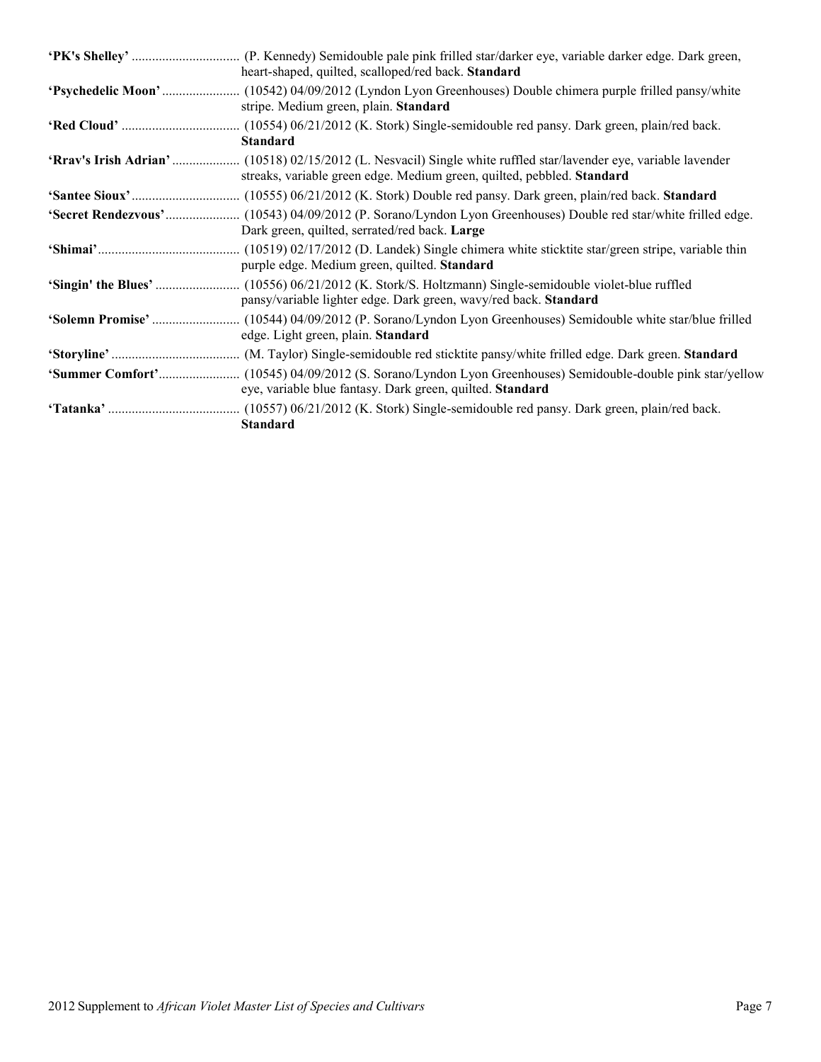**'PK's Shelley'** ................................ (P. Kennedy) Semidouble pale pink frilled star/darker eye, variable darker edge. Dark green, heart-shaped, quilted, scalloped/red back. **Standard**

**'Psychedelic Moon'** ....................... (10542) 04/09/2012 (Lyndon Lyon Greenhouses) Double chimera purple frilled pansy/white stripe. Medium green, plain. **Standard**

**'Red Cloud'** .................................. (10554) 06/21/2012 (K. Stork) Single-semidouble red pansy. Dark green, plain/red back. **Standard**

**'Rrav's Irish Adrian'** .................... (10518) 02/15/2012 (L. Nesvacil) Single white ruffled star/lavender eye, variable lavender streaks, variable green edge. Medium green, quilted, pebbled. **Standard**

**'Santee Sioux'** ................................ (10555) 06/21/2012 (K. Stork) Double red pansy. Dark green, plain/red back. **Standard**

**'Secret Rendezvous'** ...................... (10543) 04/09/2012 (P. Sorano/Lyndon Lyon Greenhouses) Double red star/white frilled edge. Dark green, quilted, serrated/red back. **Large**

**'Shimai'** .......................................... (10519) 02/17/2012 (D. Landek) Single chimera white sticktite star/green stripe, variable thin purple edge. Medium green, quilted. **Standard**

**'Singin' the Blues'** ......................... (10556) 06/21/2012 (K. Stork/S. Holtzmann) Single-semidouble violet-blue ruffled pansy/variable lighter edge. Dark green, wavy/red back. **Standard**

**'Solemn Promise'** .......................... (10544) 04/09/2012 (P. Sorano/Lyndon Lyon Greenhouses) Semidouble white star/blue frilled edge. Light green, plain. **Standard**

**'Storyline'** ...................................... (M. Taylor) Single-semidouble red sticktite pansy/white frilled edge. Dark green. **Standard**

**'Summer Comfort'** ........................ (10545) 04/09/2012 (S. Sorano/Lyndon Lyon Greenhouses) Semidouble-double pink star/yellow eye, variable blue fantasy. Dark green, quilted. **Standard**

**'Tatanka'** ....................................... (10557) 06/21/2012 (K. Stork) Single-semidouble red pansy. Dark green, plain/red back. **Standard**